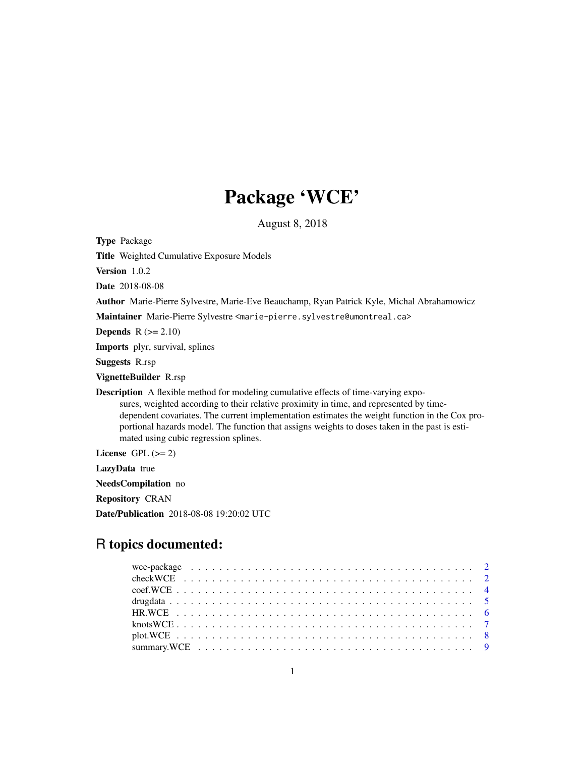# Package 'WCE'

August 8, 2018

**Type** Package

**Title** Weighted Cumulative Exposure Models

**Version** 1.0.2

**Date** 2018-08-08

**Author** Marie-Pierre Sylvestre, Marie-Eve Beauchamp, Ryan Patrick Kyle, Michal Abrahamowicz

**Maintainer** Marie-Pierre Sylvestre <marie-pierre.sylvestre@umontreal.ca>

**Depends** R (>= 2.10)

**Imports** plyr, survival, splines

**Suggests** R.rsp

**VignetteBuilder** R.rsp

**Description** A flexible method for modeling cumulative effects of time-varying exposures, weighted according to their relative proximity in time, and represented by time-dependent covariates. The current implementation estimates the weight function in the Cox proportional hazards model. The function that assigns weights to doses taken in the past is estimated using cubic regression splines.

**License** GPL (>= 2)

**LazyData** true

**NeedsCompilation** no

**Repository** CRAN

**Date/Publication** 2018-08-08 19:20:02 UTC

## R topics documented:

- wce-package . . . 2
- checkWCE . . . 2
- coef.WCE . . . 4
- drugdata . . . 5
- HR.WCE . . . 6
- knotsWCE . . . 7
- plot.WCE . . . 8
- summary.WCE . . . 9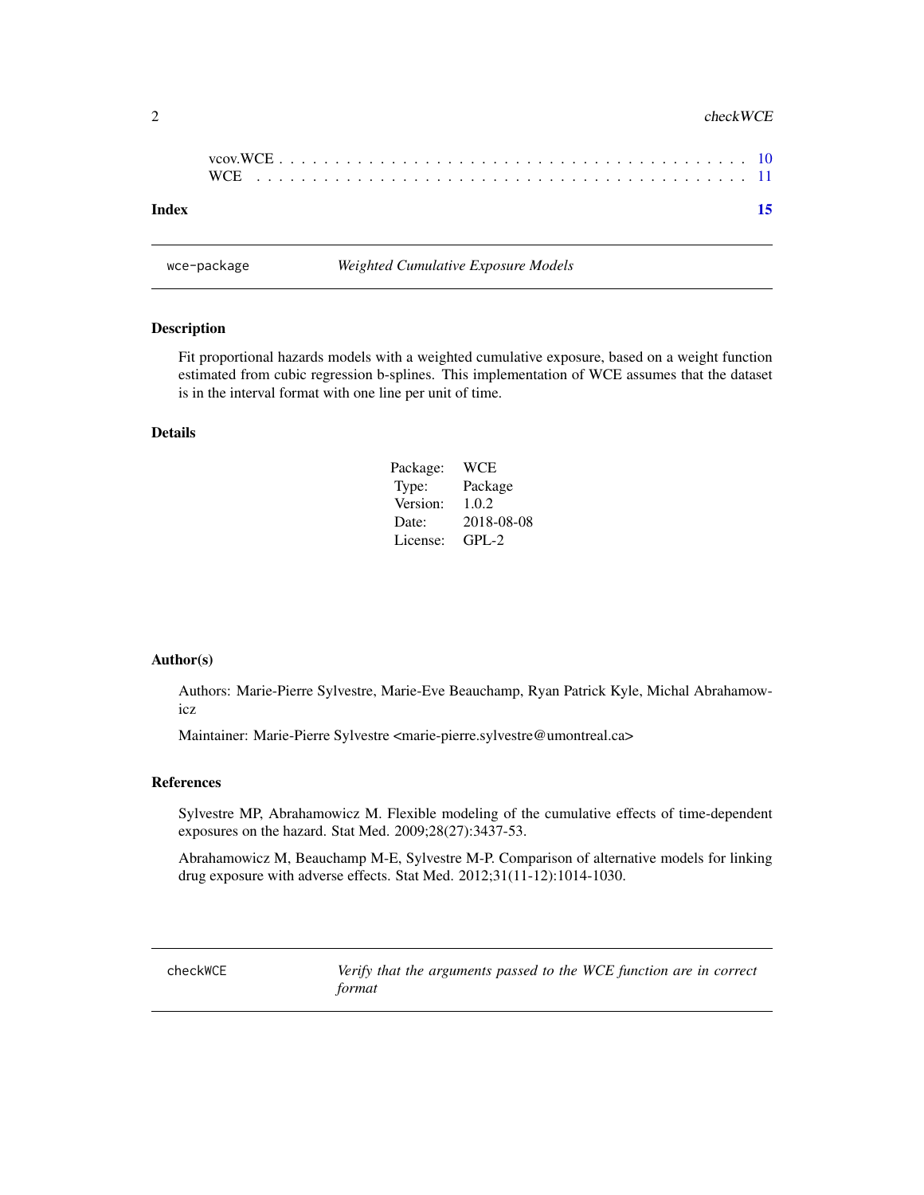vcov.WCE . . . . . . . . . . . . . . . . . . . . . . . . . . . . . . . . . . . . . . . 10
WCE . . . . . . . . . . . . . . . . . . . . . . . . . . . . . . . . . . . . . . . . . . 11

**Index** **15**

---

`wce-package` *Weighted Cumulative Exposure Models*

---

### Description

Fit proportional hazards models with a weighted cumulative exposure, based on a weight function estimated from cubic regression b-splines. This implementation of WCE assumes that the dataset is in the interval format with one line per unit of time.

### Details

| | |
|---|---|
| Package: | WCE |
| Type: | Package |
| Version: | 1.0.2 |
| Date: | 2018-08-08 |
| License: | GPL-2 |

### Author(s)

Authors: Marie-Pierre Sylvestre, Marie-Eve Beauchamp, Ryan Patrick Kyle, Michal Abrahamowicz

Maintainer: Marie-Pierre Sylvestre <marie-pierre.sylvestre@umontreal.ca>

### References

Sylvestre MP, Abrahamowicz M. Flexible modeling of the cumulative effects of time-dependent exposures on the hazard. Stat Med. 2009;28(27):3437-53.

Abrahamowicz M, Beauchamp M-E, Sylvestre M-P. Comparison of alternative models for linking drug exposure with adverse effects. Stat Med. 2012;31(11-12):1014-1030.

---

`checkWCE` *Verify that the arguments passed to the WCE function are in correct format*

---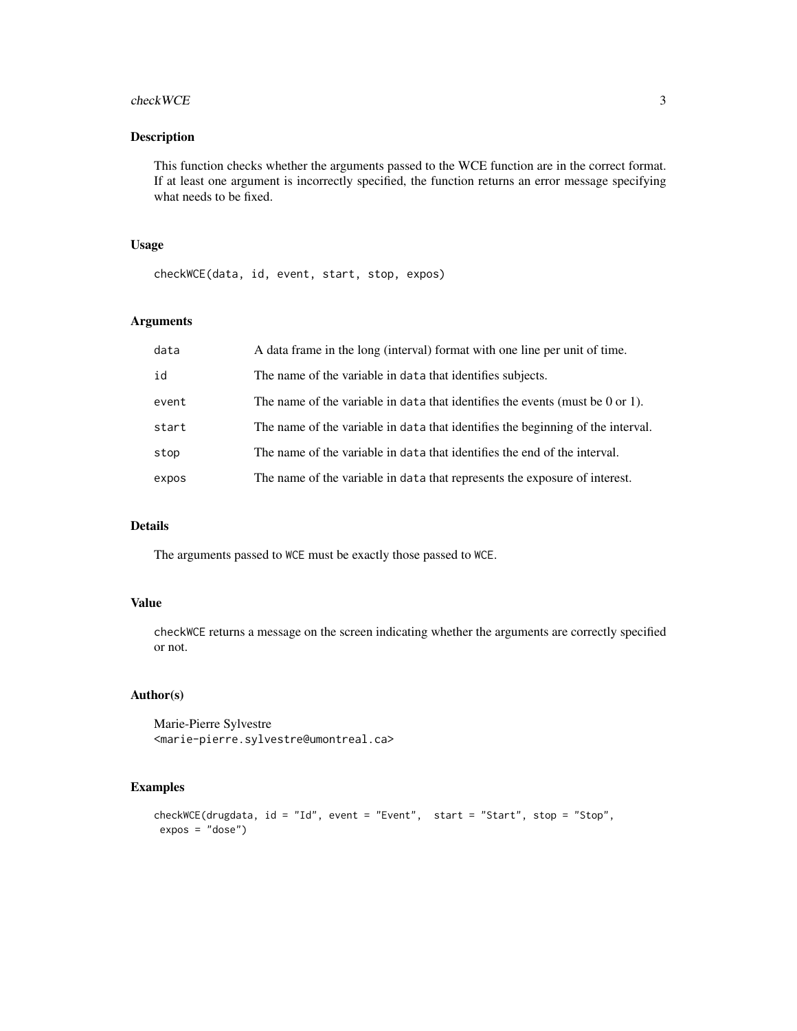## Description

This function checks whether the arguments passed to the WCE function are in the correct format. If at least one argument is incorrectly specified, the function returns an error message specifying what needs to be fixed.

## Usage

```
checkWCE(data, id, event, start, stop, expos)
```

## Arguments

| | |
|---|---|
| data | A data frame in the long (interval) format with one line per unit of time. |
| id | The name of the variable in data that identifies subjects. |
| event | The name of the variable in data that identifies the events (must be 0 or 1). |
| start | The name of the variable in data that identifies the beginning of the interval. |
| stop | The name of the variable in data that identifies the end of the interval. |
| expos | The name of the variable in data that represents the exposure of interest. |

## Details

The arguments passed to WCE must be exactly those passed to WCE.

## Value

checkWCE returns a message on the screen indicating whether the arguments are correctly specified or not.

## Author(s)

Marie-Pierre Sylvestre
<marie-pierre.sylvestre@umontreal.ca>

## Examples

```
checkWCE(drugdata, id = "Id", event = "Event",  start = "Start", stop = "Stop",
 expos = "dose")
```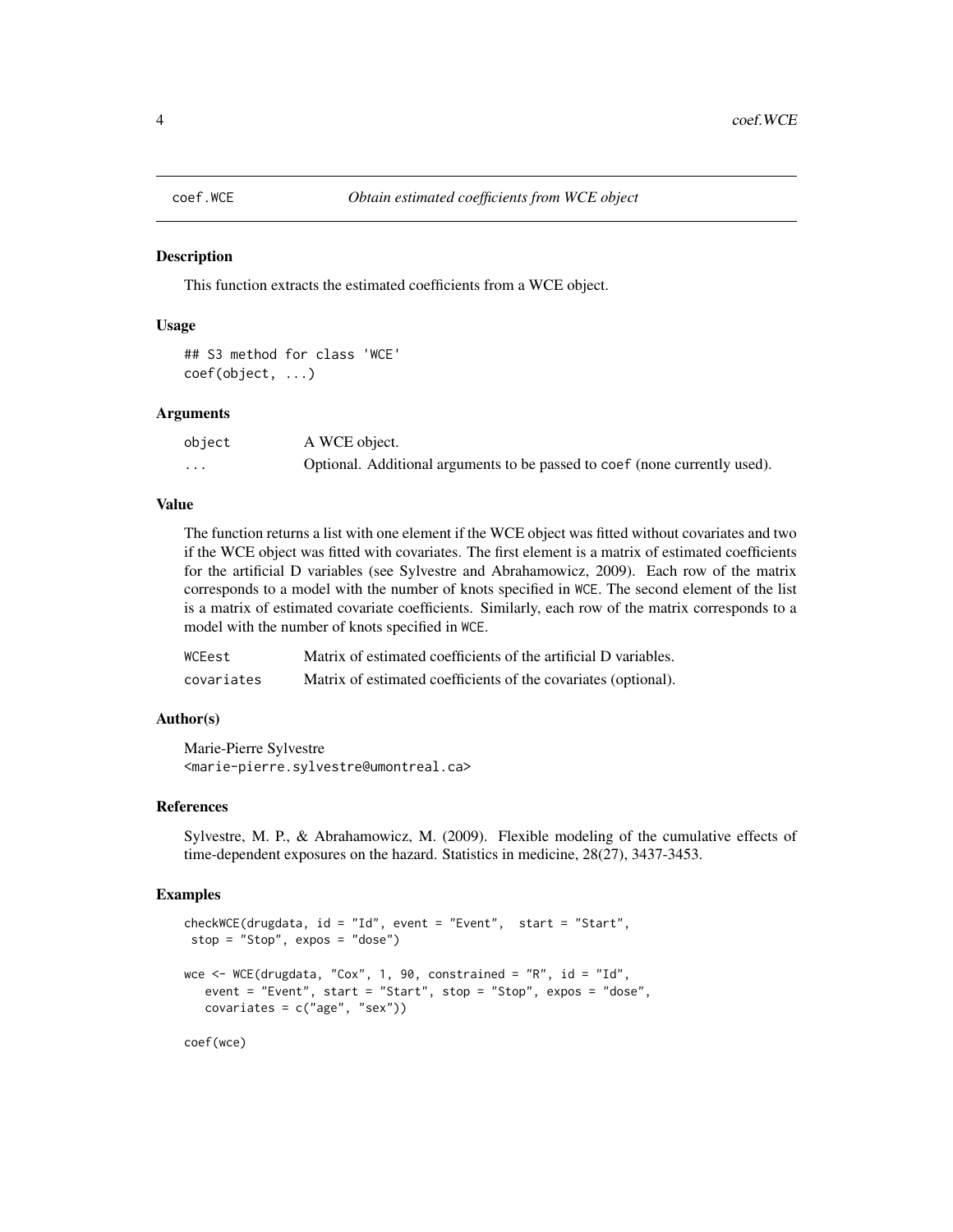# coef.WCE — *Obtain estimated coefficients from WCE object*

## Description

This function extracts the estimated coefficients from a WCE object.

## Usage

```
## S3 method for class 'WCE'
coef(object, ...)
```

## Arguments

| | |
|---|---|
| object | A WCE object. |
| ... | Optional. Additional arguments to be passed to coef (none currently used). |

## Value

The function returns a list with one element if the WCE object was fitted without covariates and two if the WCE object was fitted with covariates. The first element is a matrix of estimated coefficients for the artificial D variables (see Sylvestre and Abrahamowicz, 2009). Each row of the matrix corresponds to a model with the number of knots specified in WCE. The second element of the list is a matrix of estimated covariate coefficients. Similarly, each row of the matrix corresponds to a model with the number of knots specified in WCE.

| | |
|---|---|
| WCEest | Matrix of estimated coefficients of the artificial D variables. |
| covariates | Matrix of estimated coefficients of the covariates (optional). |

## Author(s)

Marie-Pierre Sylvestre
<marie-pierre.sylvestre@umontreal.ca>

## References

Sylvestre, M. P., & Abrahamowicz, M. (2009). Flexible modeling of the cumulative effects of time-dependent exposures on the hazard. Statistics in medicine, 28(27), 3437-3453.

## Examples

```
checkWCE(drugdata, id = "Id", event = "Event",  start = "Start",
 stop = "Stop", expos = "dose")

wce <- WCE(drugdata, "Cox", 1, 90, constrained = "R", id = "Id",
   event = "Event", start = "Start", stop = "Stop", expos = "dose",
   covariates = c("age", "sex"))

coef(wce)
```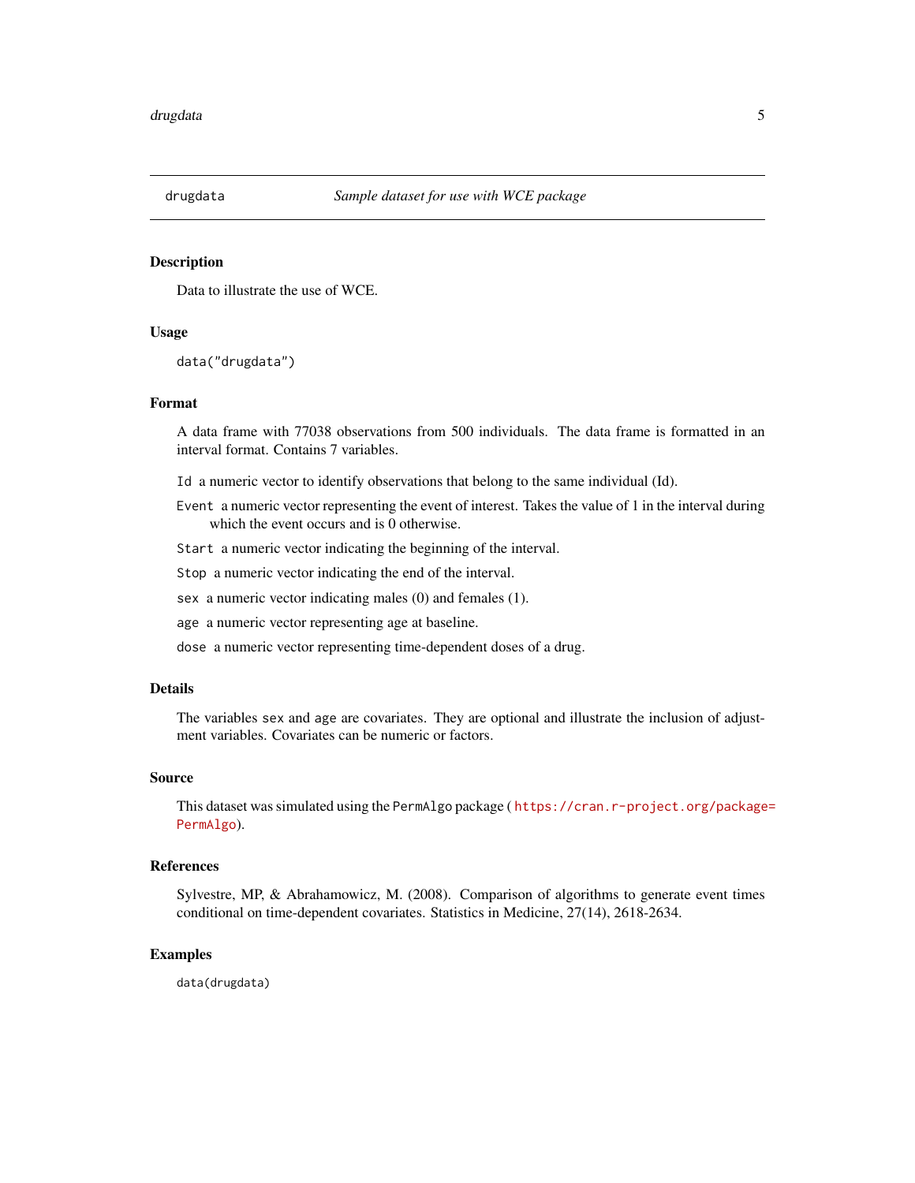drugdata *Sample dataset for use with WCE package*

## Description

Data to illustrate the use of WCE.

## Usage

```
data("drugdata")
```

## Format

A data frame with 77038 observations from 500 individuals. The data frame is formatted in an interval format. Contains 7 variables.

- `Id` a numeric vector to identify observations that belong to the same individual (Id).
- `Event` a numeric vector representing the event of interest. Takes the value of 1 in the interval during which the event occurs and is 0 otherwise.
- `Start` a numeric vector indicating the beginning of the interval.
- `Stop` a numeric vector indicating the end of the interval.
- `sex` a numeric vector indicating males (0) and females (1).
- `age` a numeric vector representing age at baseline.
- `dose` a numeric vector representing time-dependent doses of a drug.

## Details

The variables `sex` and `age` are covariates. They are optional and illustrate the inclusion of adjustment variables. Covariates can be numeric or factors.

## Source

This dataset was simulated using the `PermAlgo` package ( https://cran.r-project.org/package=PermAlgo).

## References

Sylvestre, MP, & Abrahamowicz, M. (2008). Comparison of algorithms to generate event times conditional on time-dependent covariates. Statistics in Medicine, 27(14), 2618-2634.

## Examples

```
data(drugdata)
```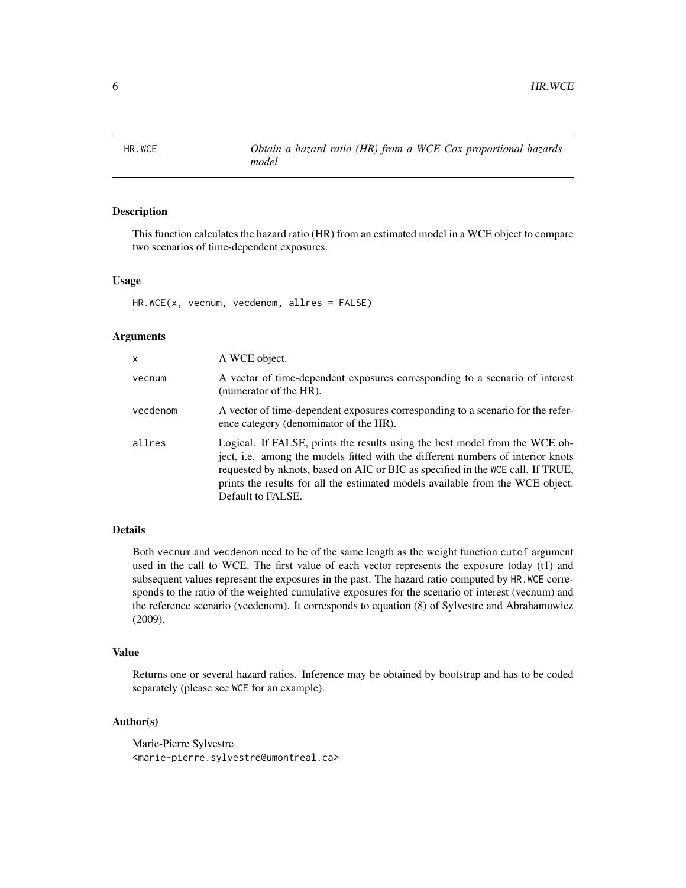HR.WCE *Obtain a hazard ratio (HR) from a WCE Cox proportional hazards model*

## Description

This function calculates the hazard ratio (HR) from an estimated model in a WCE object to compare two scenarios of time-dependent exposures.

## Usage

```
HR.WCE(x, vecnum, vecdenom, allres = FALSE)
```

## Arguments

| | |
|---|---|
| x | A WCE object. |
| vecnum | A vector of time-dependent exposures corresponding to a scenario of interest (numerator of the HR). |
| vecdenom | A vector of time-dependent exposures corresponding to a scenario for the reference category (denominator of the HR). |
| allres | Logical. If FALSE, prints the results using the best model from the WCE object, i.e. among the models fitted with the different numbers of interior knots requested by nknots, based on AIC or BIC as specified in the WCE call. If TRUE, prints the results for all the estimated models available from the WCE object. Default to FALSE. |

## Details

Both vecnum and vecdenom need to be of the same length as the weight function cutof argument used in the call to WCE. The first value of each vector represents the exposure today (t1) and subsequent values represent the exposures in the past. The hazard ratio computed by HR.WCE corresponds to the ratio of the weighted cumulative exposures for the scenario of interest (vecnum) and the reference scenario (vecdenom). It corresponds to equation (8) of Sylvestre and Abrahamowicz (2009).

## Value

Returns one or several hazard ratios. Inference may be obtained by bootstrap and has to be coded separately (please see WCE for an example).

## Author(s)

Marie-Pierre Sylvestre
<marie-pierre.sylvestre@umontreal.ca>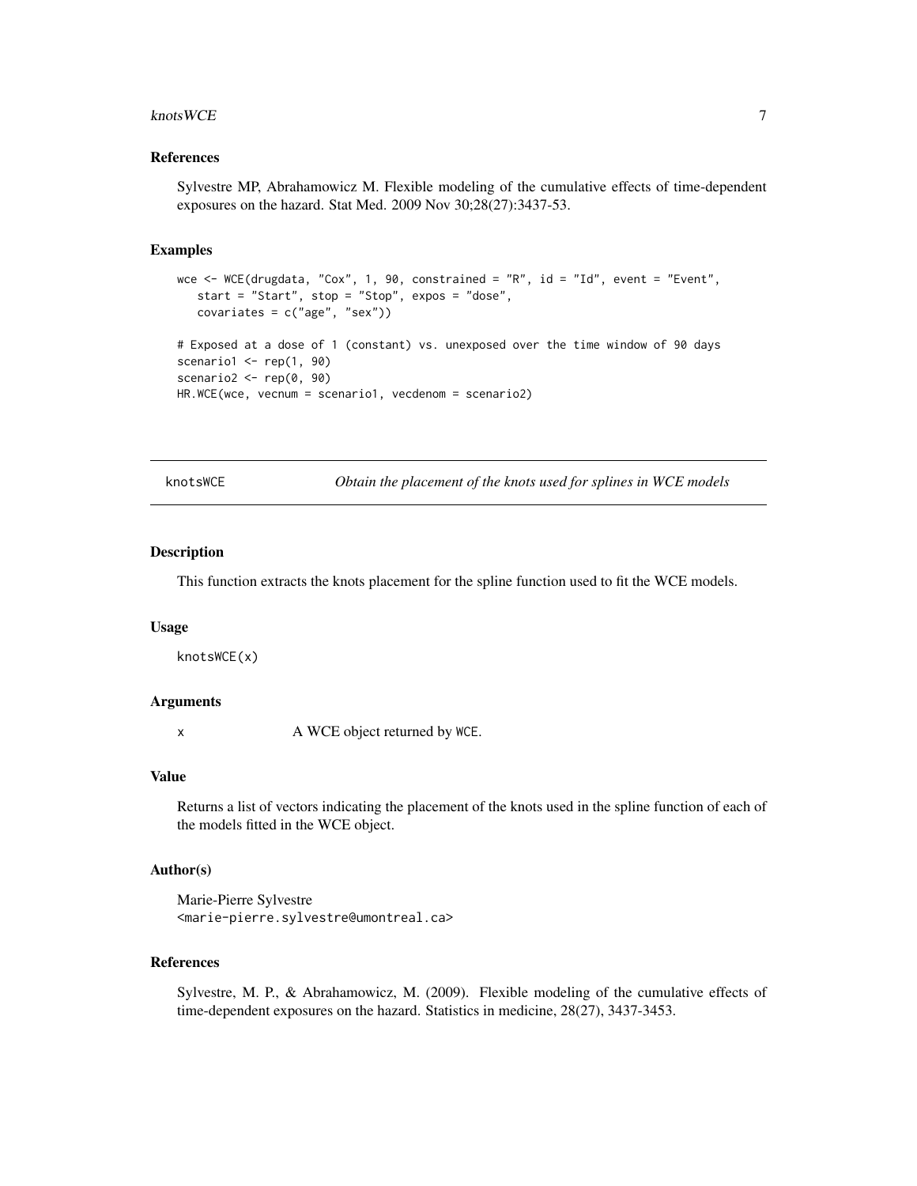### References

Sylvestre MP, Abrahamowicz M. Flexible modeling of the cumulative effects of time-dependent exposures on the hazard. Stat Med. 2009 Nov 30;28(27):3437-53.

### Examples

```
wce <- WCE(drugdata, "Cox", 1, 90, constrained = "R", id = "Id", event = "Event",
   start = "Start", stop = "Stop", expos = "dose",
   covariates = c("age", "sex"))

# Exposed at a dose of 1 (constant) vs. unexposed over the time window of 90 days
scenario1 <- rep(1, 90)
scenario2 <- rep(0, 90)
HR.WCE(wce, vecnum = scenario1, vecdenom = scenario2)
```

---

## knotsWCE *Obtain the placement of the knots used for splines in WCE models*

---

### Description

This function extracts the knots placement for the spline function used to fit the WCE models.

### Usage

```
knotsWCE(x)
```

### Arguments

x A WCE object returned by WCE.

### Value

Returns a list of vectors indicating the placement of the knots used in the spline function of each of the models fitted in the WCE object.

### Author(s)

Marie-Pierre Sylvestre
<marie-pierre.sylvestre@umontreal.ca>

### References

Sylvestre, M. P., & Abrahamowicz, M. (2009). Flexible modeling of the cumulative effects of time-dependent exposures on the hazard. Statistics in medicine, 28(27), 3437-3453.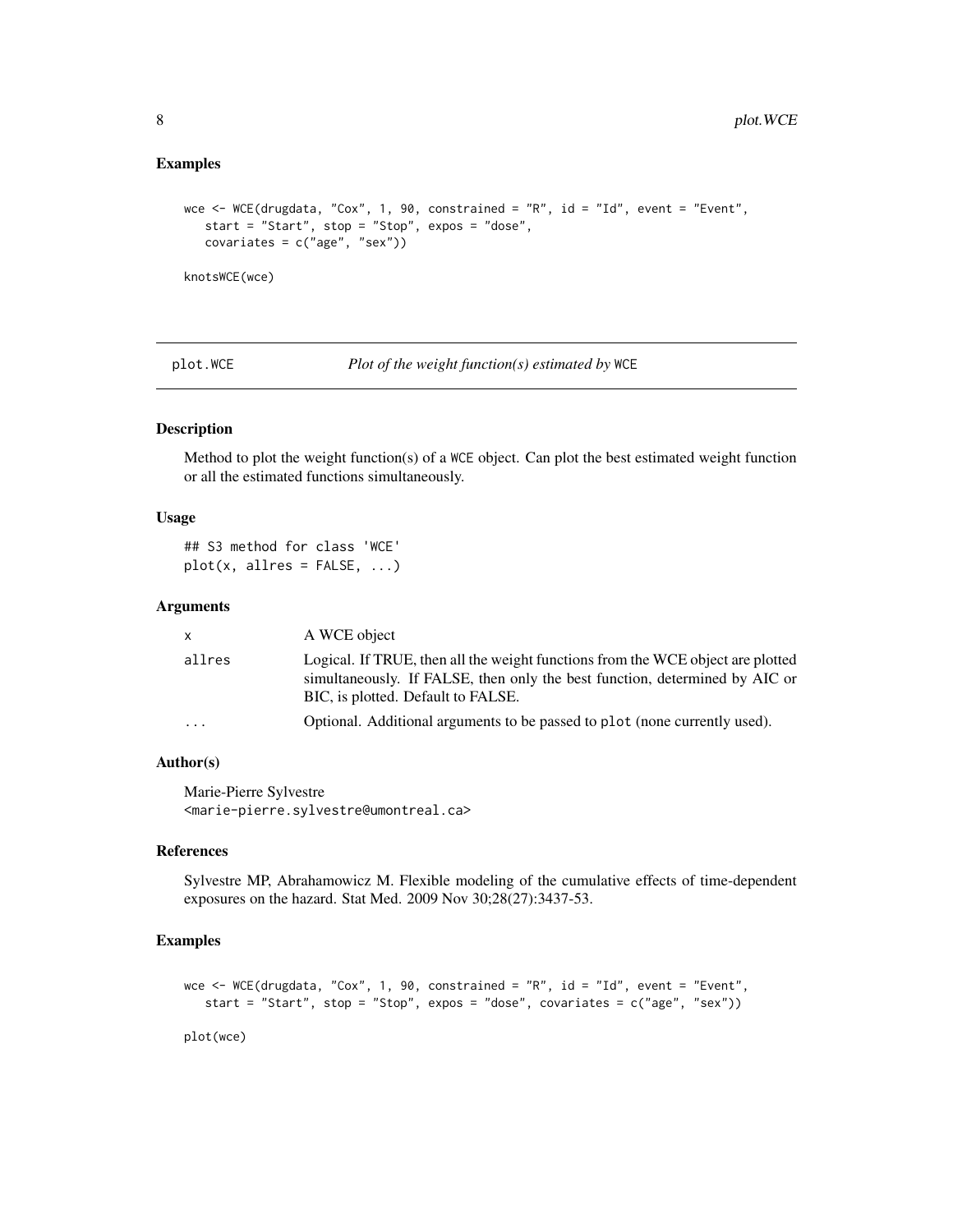## Examples

```
wce <- WCE(drugdata, "Cox", 1, 90, constrained = "R", id = "Id", event = "Event",
   start = "Start", stop = "Stop", expos = "dose",
   covariates = c("age", "sex"))

knotsWCE(wce)
```

---

## plot.WCE — *Plot of the weight function(s) estimated by* WCE

### Description

Method to plot the weight function(s) of a WCE object. Can plot the best estimated weight function or all the estimated functions simultaneously.

### Usage

```
## S3 method for class 'WCE'
plot(x, allres = FALSE, ...)
```

### Arguments

| | |
|---|---|
| x | A WCE object |
| allres | Logical. If TRUE, then all the weight functions from the WCE object are plotted simultaneously. If FALSE, then only the best function, determined by AIC or BIC, is plotted. Default to FALSE. |
| ... | Optional. Additional arguments to be passed to plot (none currently used). |

### Author(s)

Marie-Pierre Sylvestre
<marie-pierre.sylvestre@umontreal.ca>

### References

Sylvestre MP, Abrahamowicz M. Flexible modeling of the cumulative effects of time-dependent exposures on the hazard. Stat Med. 2009 Nov 30;28(27):3437-53.

### Examples

```
wce <- WCE(drugdata, "Cox", 1, 90, constrained = "R", id = "Id", event = "Event",
   start = "Start", stop = "Stop", expos = "dose", covariates = c("age", "sex"))

plot(wce)
```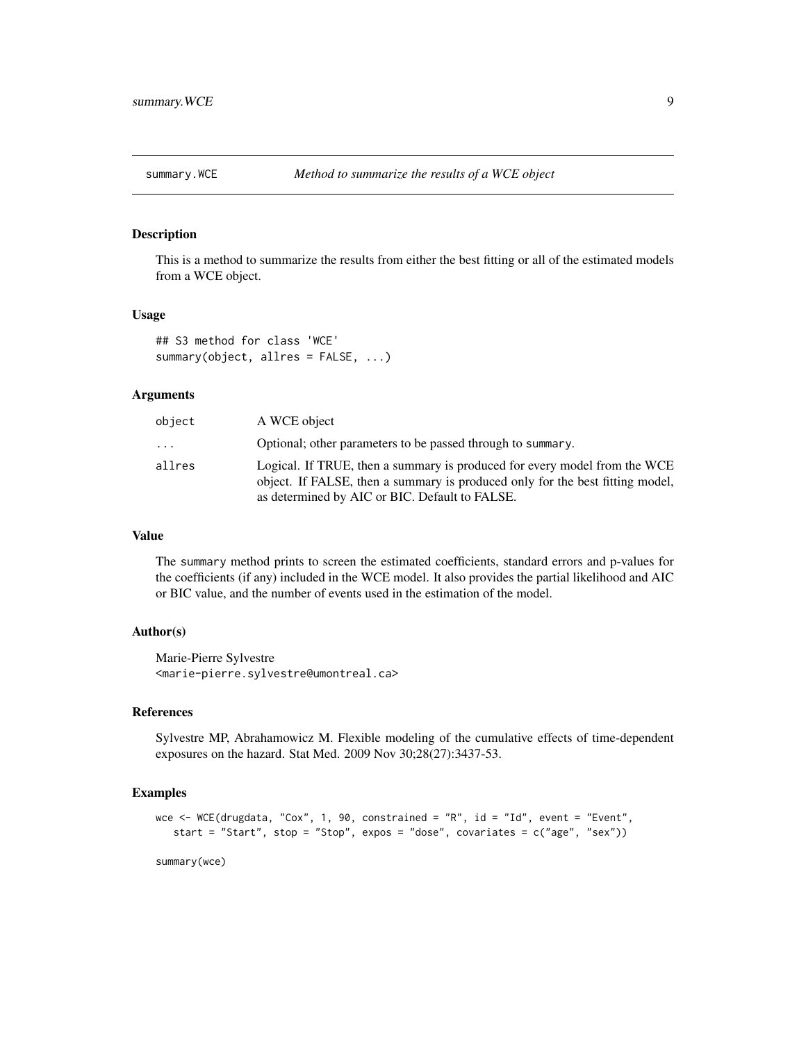# summary.WCE — *Method to summarize the results of a WCE object*

## Description

This is a method to summarize the results from either the best fitting or all of the estimated models from a WCE object.

## Usage

```
## S3 method for class 'WCE'
summary(object, allres = FALSE, ...)
```

## Arguments

| | |
|---|---|
| `object` | A WCE object |
| `...` | Optional; other parameters to be passed through to `summary`. |
| `allres` | Logical. If TRUE, then a summary is produced for every model from the WCE object. If FALSE, then a summary is produced only for the best fitting model, as determined by AIC or BIC. Default to FALSE. |

## Value

The `summary` method prints to screen the estimated coefficients, standard errors and p-values for the coefficients (if any) included in the WCE model. It also provides the partial likelihood and AIC or BIC value, and the number of events used in the estimation of the model.

## Author(s)

Marie-Pierre Sylvestre
<marie-pierre.sylvestre@umontreal.ca>

## References

Sylvestre MP, Abrahamowicz M. Flexible modeling of the cumulative effects of time-dependent exposures on the hazard. Stat Med. 2009 Nov 30;28(27):3437-53.

## Examples

```
wce <- WCE(drugdata, "Cox", 1, 90, constrained = "R", id = "Id", event = "Event",
   start = "Start", stop = "Stop", expos = "dose", covariates = c("age", "sex"))

summary(wce)
```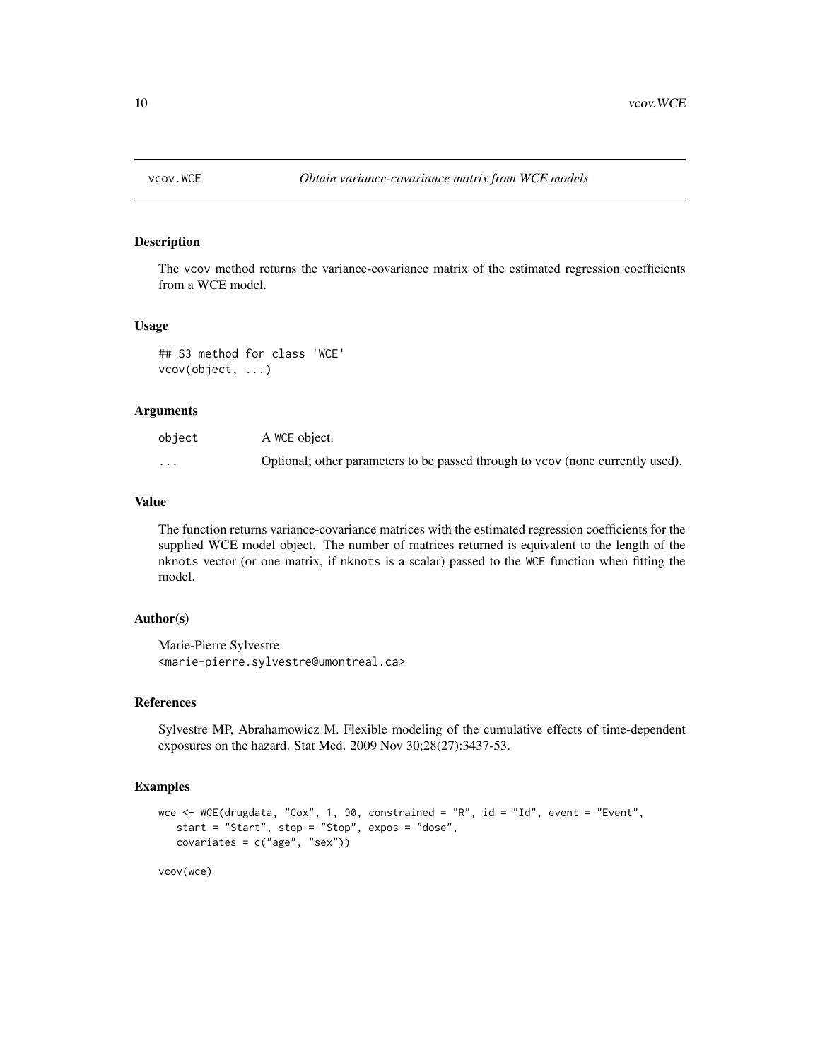# vcov.WCE *Obtain variance-covariance matrix from WCE models*

## Description

The vcov method returns the variance-covariance matrix of the estimated regression coefficients from a WCE model.

## Usage

```
## S3 method for class 'WCE'
vcov(object, ...)
```

## Arguments

| | |
|---|---|
| object | A WCE object. |
| ... | Optional; other parameters to be passed through to vcov (none currently used). |

## Value

The function returns variance-covariance matrices with the estimated regression coefficients for the supplied WCE model object. The number of matrices returned is equivalent to the length of the nknots vector (or one matrix, if nknots is a scalar) passed to the WCE function when fitting the model.

## Author(s)

Marie-Pierre Sylvestre
<marie-pierre.sylvestre@umontreal.ca>

## References

Sylvestre MP, Abrahamowicz M. Flexible modeling of the cumulative effects of time-dependent exposures on the hazard. Stat Med. 2009 Nov 30;28(27):3437-53.

## Examples

```
wce <- WCE(drugdata, "Cox", 1, 90, constrained = "R", id = "Id", event = "Event",
   start = "Start", stop = "Stop", expos = "dose",
   covariates = c("age", "sex"))

vcov(wce)
```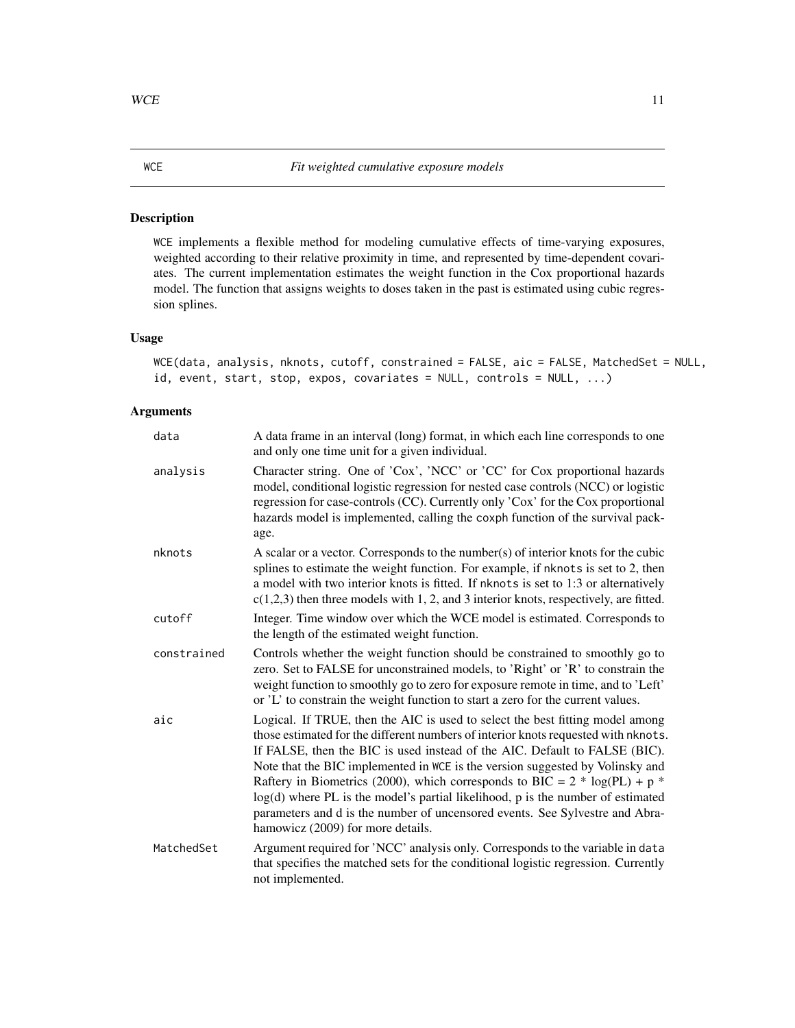# WCE — *Fit weighted cumulative exposure models*

## Description

WCE implements a flexible method for modeling cumulative effects of time-varying exposures, weighted according to their relative proximity in time, and represented by time-dependent covariates. The current implementation estimates the weight function in the Cox proportional hazards model. The function that assigns weights to doses taken in the past is estimated using cubic regression splines.

## Usage

```
WCE(data, analysis, nknots, cutoff, constrained = FALSE, aic = FALSE, MatchedSet = NULL,
id, event, start, stop, expos, covariates = NULL, controls = NULL, ...)
```

## Arguments

| | |
|---|---|
| data | A data frame in an interval (long) format, in which each line corresponds to one and only one time unit for a given individual. |
| analysis | Character string. One of 'Cox', 'NCC' or 'CC' for Cox proportional hazards model, conditional logistic regression for nested case controls (NCC) or logistic regression for case-controls (CC). Currently only 'Cox' for the Cox proportional hazards model is implemented, calling the coxph function of the survival package. |
| nknots | A scalar or a vector. Corresponds to the number(s) of interior knots for the cubic splines to estimate the weight function. For example, if nknots is set to 2, then a model with two interior knots is fitted. If nknots is set to 1:3 or alternatively c(1,2,3) then three models with 1, 2, and 3 interior knots, respectively, are fitted. |
| cutoff | Integer. Time window over which the WCE model is estimated. Corresponds to the length of the estimated weight function. |
| constrained | Controls whether the weight function should be constrained to smoothly go to zero. Set to FALSE for unconstrained models, to 'Right' or 'R' to constrain the weight function to smoothly go to zero for exposure remote in time, and to 'Left' or 'L' to constrain the weight function to start a zero for the current values. |
| aic | Logical. If TRUE, then the AIC is used to select the best fitting model among those estimated for the different numbers of interior knots requested with nknots. If FALSE, then the BIC is used instead of the AIC. Default to FALSE (BIC). Note that the BIC implemented in WCE is the version suggested by Volinsky and Raftery in Biometrics (2000), which corresponds to BIC = 2 * log(PL) + p * log(d) where PL is the model's partial likelihood, p is the number of estimated parameters and d is the number of uncensored events. See Sylvestre and Abrahamowicz (2009) for more details. |
| MatchedSet | Argument required for 'NCC' analysis only. Corresponds to the variable in data that specifies the matched sets for the conditional logistic regression. Currently not implemented. |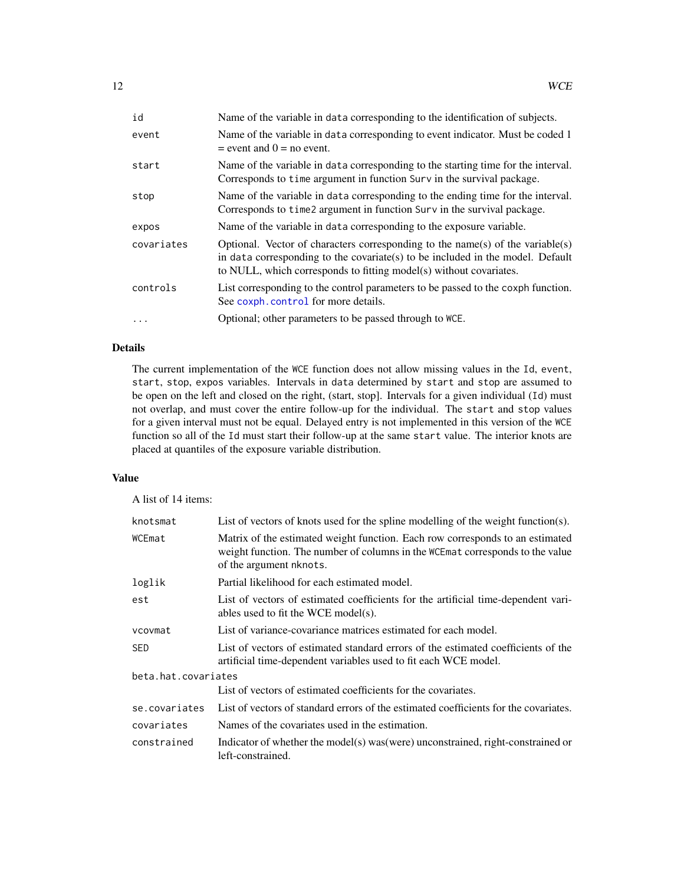| | |
|---|---|
| `id` | Name of the variable in `data` corresponding to the identification of subjects. |
| `event` | Name of the variable in `data` corresponding to event indicator. Must be coded 1 = event and 0 = no event. |
| `start` | Name of the variable in `data` corresponding to the starting time for the interval. Corresponds to `time` argument in function `Surv` in the survival package. |
| `stop` | Name of the variable in `data` corresponding to the ending time for the interval. Corresponds to `time2` argument in function `Surv` in the survival package. |
| `expos` | Name of the variable in `data` corresponding to the exposure variable. |
| `covariates` | Optional. Vector of characters corresponding to the name(s) of the variable(s) in `data` corresponding to the covariate(s) to be included in the model. Default to NULL, which corresponds to fitting model(s) without covariates. |
| `controls` | List corresponding to the control parameters to be passed to the `coxph` function. See `coxph.control` for more details. |
| `...` | Optional; other parameters to be passed through to `WCE`. |

## Details

The current implementation of the `WCE` function does not allow missing values in the `Id`, `event`, `start`, `stop`, `expos` variables. Intervals in `data` determined by `start` and `stop` are assumed to be open on the left and closed on the right, (start, stop]. Intervals for a given individual (`Id`) must not overlap, and must cover the entire follow-up for the individual. The `start` and `stop` values for a given interval must not be equal. Delayed entry is not implemented in this version of the `WCE` function so all of the `Id` must start their follow-up at the same `start` value. The interior knots are placed at quantiles of the exposure variable distribution.

## Value

A list of 14 items:

| | |
|---|---|
| `knotsmat` | List of vectors of knots used for the spline modelling of the weight function(s). |
| `WCEmat` | Matrix of the estimated weight function. Each row corresponds to an estimated weight function. The number of columns in the `WCEmat` corresponds to the value of the argument `nknots`. |
| `loglik` | Partial likelihood for each estimated model. |
| `est` | List of vectors of estimated coefficients for the artificial time-dependent variables used to fit the WCE model(s). |
| `vcovmat` | List of variance-covariance matrices estimated for each model. |
| `SED` | List of vectors of estimated standard errors of the estimated coefficients of the artificial time-dependent variables used to fit each WCE model. |
| `beta.hat.covariates` | List of vectors of estimated coefficients for the covariates. |
| `se.covariates` | List of vectors of standard errors of the estimated coefficients for the covariates. |
| `covariates` | Names of the covariates used in the estimation. |
| `constrained` | Indicator of whether the model(s) was(were) unconstrained, right-constrained or left-constrained. |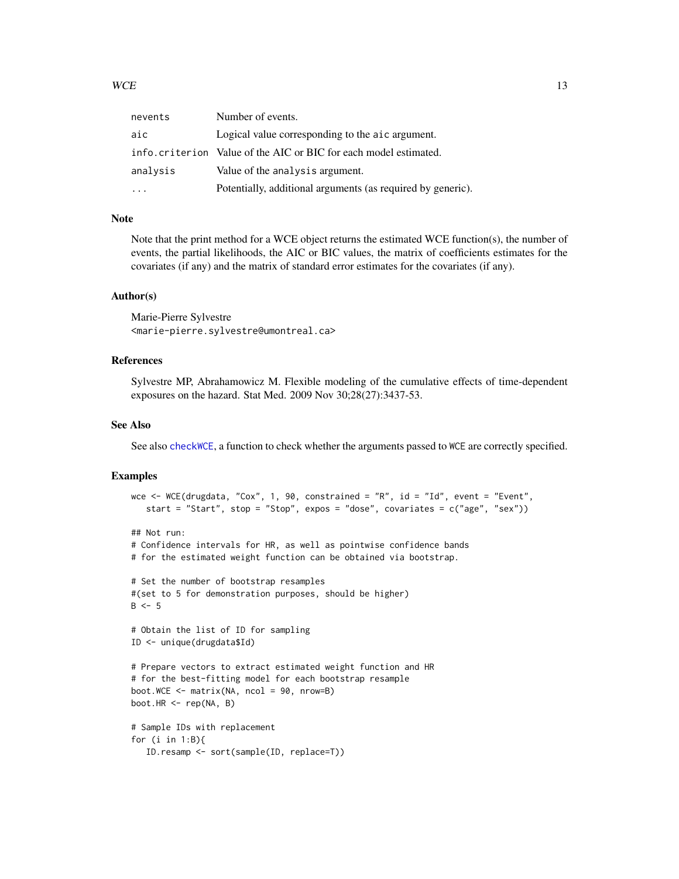| | |
|---|---|
| nevents | Number of events. |
| aic | Logical value corresponding to the aic argument. |
| info.criterion | Value of the AIC or BIC for each model estimated. |
| analysis | Value of the analysis argument. |
| ... | Potentially, additional arguments (as required by generic). |

## Note

Note that the print method for a WCE object returns the estimated WCE function(s), the number of events, the partial likelihoods, the AIC or BIC values, the matrix of coefficients estimates for the covariates (if any) and the matrix of standard error estimates for the covariates (if any).

## Author(s)

Marie-Pierre Sylvestre
<marie-pierre.sylvestre@umontreal.ca>

## References

Sylvestre MP, Abrahamowicz M. Flexible modeling of the cumulative effects of time-dependent exposures on the hazard. Stat Med. 2009 Nov 30;28(27):3437-53.

## See Also

See also checkWCE, a function to check whether the arguments passed to WCE are correctly specified.

## Examples

```
wce <- WCE(drugdata, "Cox", 1, 90, constrained = "R", id = "Id", event = "Event",
   start = "Start", stop = "Stop", expos = "dose", covariates = c("age", "sex"))

## Not run:
# Confidence intervals for HR, as well as pointwise confidence bands
# for the estimated weight function can be obtained via bootstrap.

# Set the number of bootstrap resamples
#(set to 5 for demonstration purposes, should be higher)
B <- 5

# Obtain the list of ID for sampling
ID <- unique(drugdata$Id)

# Prepare vectors to extract estimated weight function and HR
# for the best-fitting model for each bootstrap resample
boot.WCE <- matrix(NA, ncol = 90, nrow=B)
boot.HR <- rep(NA, B)

# Sample IDs with replacement
for (i in 1:B){
   ID.resamp <- sort(sample(ID, replace=T))
```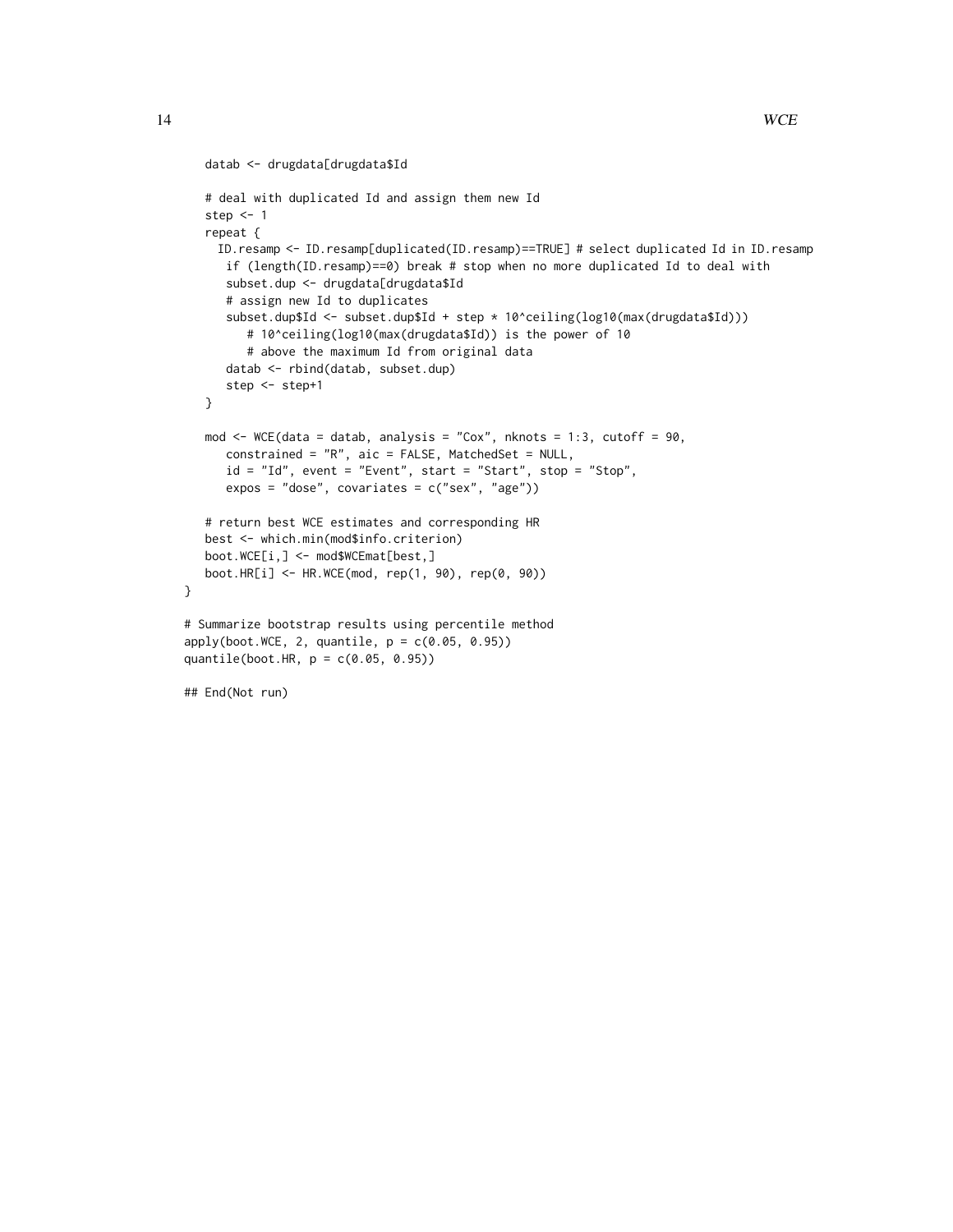```
   datab <- drugdata[drugdata$Id

   # deal with duplicated Id and assign them new Id
   step <- 1
   repeat {
     ID.resamp <- ID.resamp[duplicated(ID.resamp)==TRUE] # select duplicated Id in ID.resamp
      if (length(ID.resamp)==0) break # stop when no more duplicated Id to deal with
      subset.dup <- drugdata[drugdata$Id
      # assign new Id to duplicates
      subset.dup$Id <- subset.dup$Id + step * 10^ceiling(log10(max(drugdata$Id)))
         # 10^ceiling(log10(max(drugdata$Id)) is the power of 10
         # above the maximum Id from original data
      datab <- rbind(datab, subset.dup)
      step <- step+1
   }

   mod <- WCE(data = datab, analysis = "Cox", nknots = 1:3, cutoff = 90,
      constrained = "R", aic = FALSE, MatchedSet = NULL,
      id = "Id", event = "Event", start = "Start", stop = "Stop",
      expos = "dose", covariates = c("sex", "age"))

   # return best WCE estimates and corresponding HR
   best <- which.min(mod$info.criterion)
   boot.WCE[i,] <- mod$WCEmat[best,]
   boot.HR[i] <- HR.WCE(mod, rep(1, 90), rep(0, 90))
}

# Summarize bootstrap results using percentile method
apply(boot.WCE, 2, quantile, p = c(0.05, 0.95))
quantile(boot.HR, p = c(0.05, 0.95))

## End(Not run)
```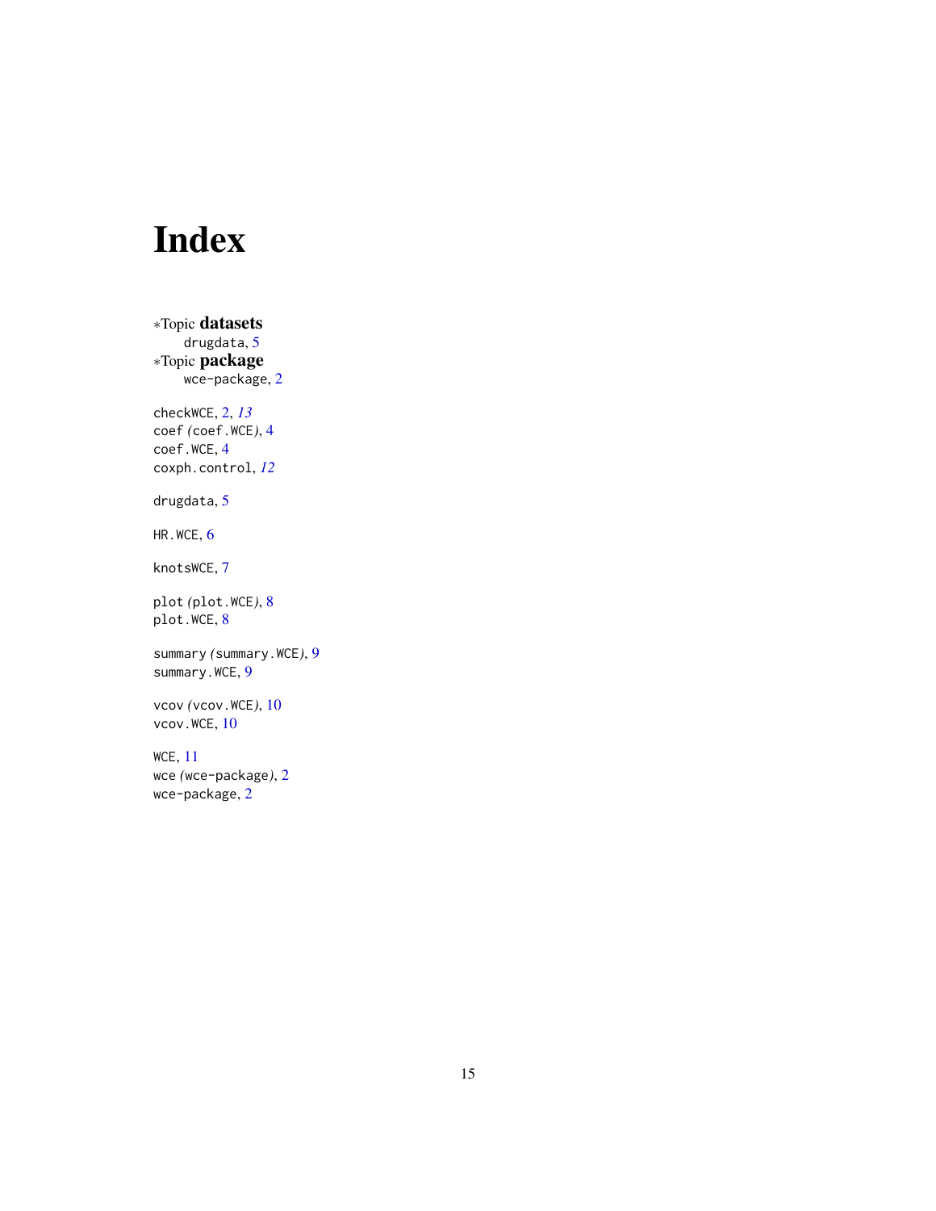# Index

*Topic **datasets**
    drugdata, 5
*Topic **package**
    wce-package, 2

checkWCE, 2, *13*
coef (coef.WCE), 4
coef.WCE, 4
coxph.control, *12*

drugdata, 5

HR.WCE, 6

knotsWCE, 7

plot (plot.WCE), 8
plot.WCE, 8

summary (summary.WCE), 9
summary.WCE, 9

vcov (vcov.WCE), 10
vcov.WCE, 10

WCE, 11
wce (wce-package), 2
wce-package, 2